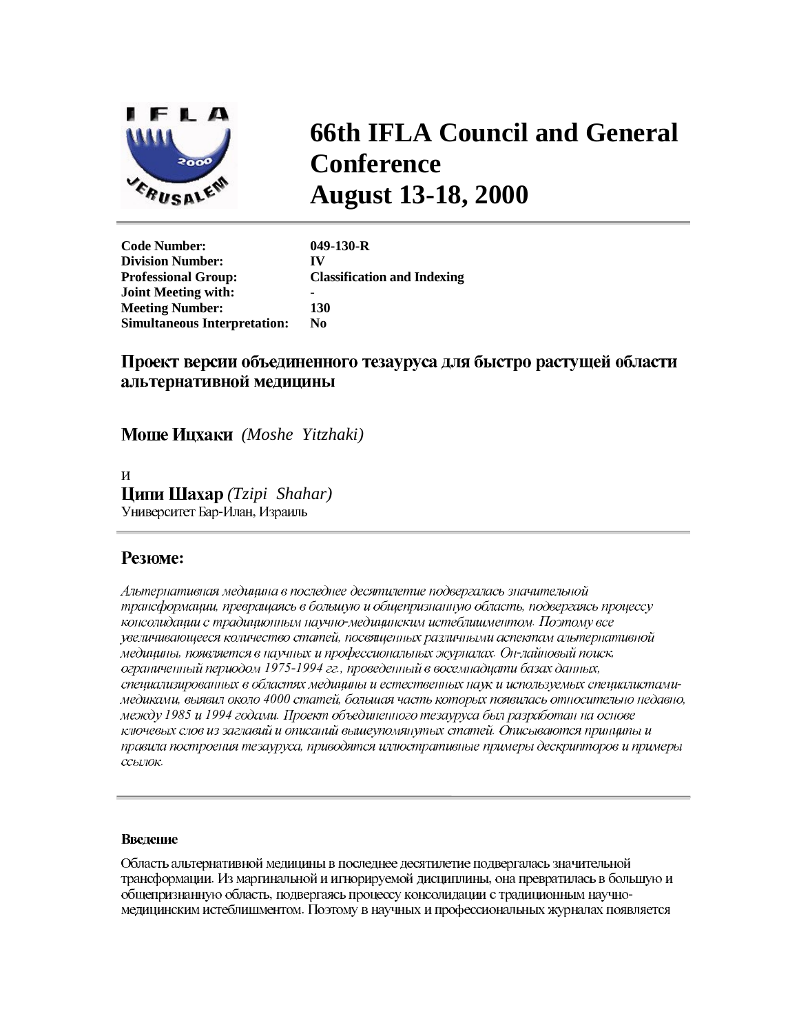# 66th IFLA Council and General Conference
# August 13-18, 2000

| | |
|---|---|
| **Code Number:** | **049-130-R** |
| **Division Number:** | **IV** |
| **Professional Group:** | **Classification and Indexing** |
| **Joint Meeting with:** | **-** |
| **Meeting Number:** | **130** |
| **Simultaneous Interpretation:** | **No** |

## Проект версии объединенного тезауруса для быстро растущей области альтернативной медицины

**Моше Ицхаки** *(Moshe Yitzhaki)*

и

**Ципи Шахар** *(Tzipi Shahar)*
Университет Бар-Илан, Израиль

## Резюме:

*Альтернативная медицина в последнее десятилетие подвергалась значительной трансформации, превращаясь в большую и общепризнанную область, подвергаясь процессу консолидации с традиционным научно-медицинским истеблишментом. Поэтому все увеличивающееся количество статей, посвященных различным аспектам альтернативной медицины, появляется в научных и профессиональных журналах. Он-лайновый поиск, ограниченный периодом 1975-1994 гг., проведенный в восемнадцати базах данных, специализированных в областях медицины и естественных наук и используемых специалистами-медиками, выявил около 4000 статей, большая часть которых появилась относительно недавно, между 1985 и 1994 годами. Проект объединенного тезауруса был разработан на основе ключевых слов из заглавий и описаний вышеупомянутых статей. Описываются принципы и правила построения тезауруса, приводятся иллюстративные примеры дескрипторов и примеры ссылок.*

### Введение

Область альтернативной медицины в последнее десятилетие подвергалась значительной трансформации. Из маргинальной и игнорируемой дисциплины, она превратилась в большую и общепризнанную область, подвергаясь процессу консолидации с традиционным научно-медицинским истеблишментом. Поэтому в научных и профессиональных журналах появляется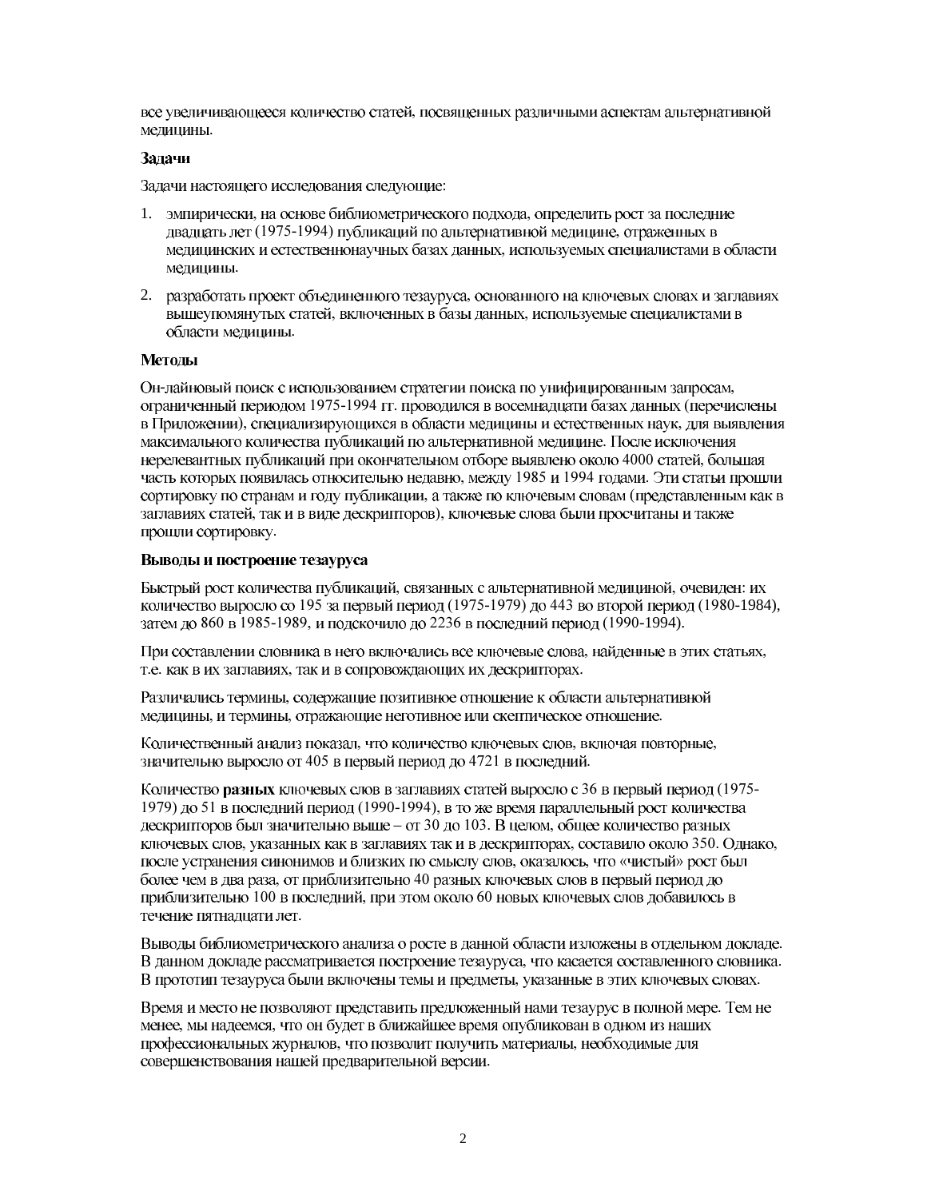все увеличивающееся количество статей, посвященных различными аспектам альтернативной медицины.

**Задачи**

Задачи настоящего исследования следующие:

1. эмпирически, на основе библиометрического подхода, определить рост за последние двадцать лет (1975-1994) публикаций по альтернативной медицине, отраженных в медицинских и естественнонаучных базах данных, используемых специалистами в области медицины.
2. разработать проект объединенного тезауруса, основанного на ключевых словах и заглавиях вышеупомянутых статей, включенных в базы данных, используемые специалистами в области медицины.

**Методы**

Он-лайновый поиск с использованием стратегии поиска по унифицированным запросам, ограниченный периодом 1975-1994 гг. проводился в восемнадцати базах данных (перечислены в Приложении), специализирующихся в области медицины и естественных наук, для выявления максимального количества публикаций по альтернативной медицине. После исключения нерелевантных публикаций при окончательном отборе выявлено около 4000 статей, большая часть которых появилась относительно недавно, между 1985 и 1994 годами. Эти статьи прошли сортировку по странам и году публикации, а также по ключевым словам (представленным как в заглавиях статей, так и в виде дескрипторов), ключевые слова были просчитаны и также прошли сортировку.

**Выводы и построение тезауруса**

Быстрый рост количества публикаций, связанных с альтернативной медициной, очевиден: их количество выросло со 195 за первый период (1975-1979) до 443 во второй период (1980-1984), затем до 860 в 1985-1989, и подскочило до 2236 в последний период (1990-1994).

При составлении словника в него включались все ключевые слова, найденные в этих статьях, т.е. как в их заглавиях, так и в сопровождающих их дескрипторах.

Различались термины, содержащие позитивное отношение к области альтернативной медицины, и термины, отражающие неготивное или скептическое отношение.

Количественный анализ показал, что количество ключевых слов, включая повторные, значительно выросло от 405 в первый период до 4721 в последний.

Количество **разных** ключевых слов в заглавиях статей выросло с 36 в первый период (1975-1979) до 51 в последний период (1990-1994), в то же время параллельный рост количества дескрипторов был значительно выше – от 30 до 103. В целом, общее количество разных ключевых слов, указанных как в заглавиях так и в дескрипторах, составило около 350. Однако, после устранения синонимов и близких по смыслу слов, оказалось, что «чистый» рост был более чем в два раза, от приблизительно 40 разных ключевых слов в первый период до приблизительно 100 в последний, при этом около 60 новых ключевых слов добавилось в течение пятнадцати лет.

Выводы библиометрического анализа о росте в данной области изложены в отдельном докладе. В данном докладе рассматривается построение тезауруса, что касается составленного словника. В прототип тезауруса были включены темы и предметы, указанные в этих ключевых словах.

Время и место не позволяют представить предложенный нами тезаурус в полной мере. Тем не менее, мы надеемся, что он будет в ближайшее время опубликован в одном из наших профессиональных журналов, что позволит получить материалы, необходимые для совершенствования нашей предварительной версии.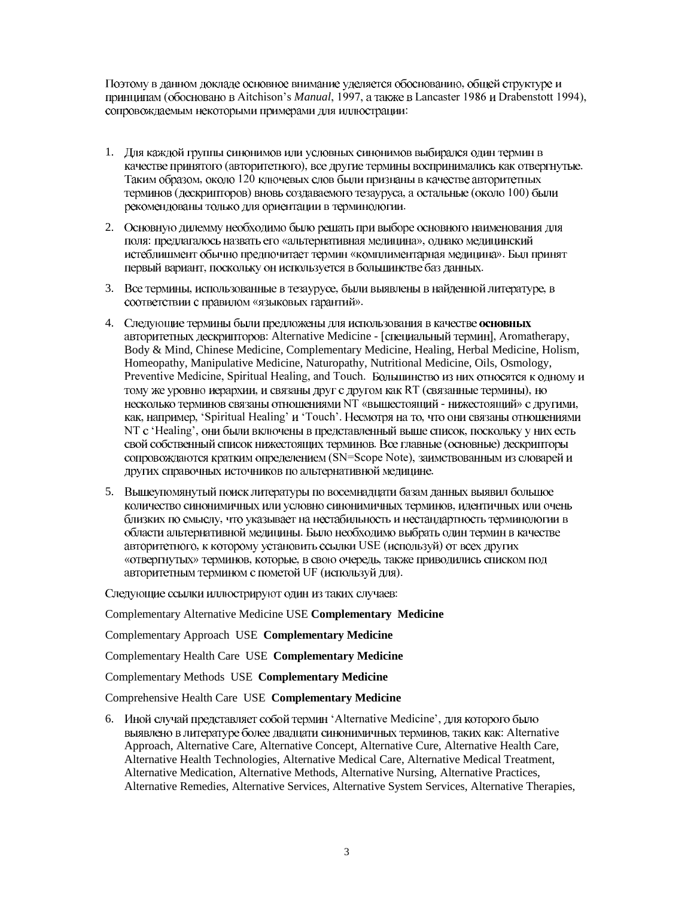Поэтому в данном докладе основное внимание уделяется обоснованию, общей структуре и принципам (обосновано в Aitchison's *Manual*, 1997, а также в Lancaster 1986 и Drabenstott 1994), сопровождаемым некоторыми примерами для иллюстрации:

1. Для каждой группы синонимов или условных синонимов выбирался один термин в качестве принятого (авторитетного), все другие термины воспринимались как отвергнутые. Таким образом, около 120 ключевых слов были признаны в качестве авторитетных терминов (дескрипторов) вновь создаваемого тезауруса, а остальные (около 100) были рекомендованы только для ориентации в терминологии.

2. Основную дилемму необходимо было решать при выборе основного наименования для поля: предлагалось назвать его «альтернативная медицина», однако медицинский истеблишмент обычно предпочитает термин «комплиментарная медицина». Был принят первый вариант, поскольку он используется в большинстве баз данных.

3. Все термины, использованные в тезаурусе, были выявлены в найденной литературе, в соответствии с правилом «языковых гарантий».

4. Следующие термины были предложены для использования в качестве **основных** авторитетных дескрипторов: Alternative Medicine - [специальный термин], Aromatherapy, Body & Mind, Chinese Medicine, Complementary Medicine, Healing, Herbal Medicine, Holism, Homeopathy, Manipulative Medicine, Naturopathy, Nutritional Medicine, Oils, Osmology, Preventive Medicine, Spiritual Healing, and Touch. Большинство из них относятся к одному и тому же уровню иерархии, и связаны друг с другом как RT (связанные термины), но несколько терминов связаны отношениями NT «вышестоящий - нижестоящий» с другими, как, например, 'Spiritual Healing' и 'Touch'. Несмотря на то, что они связаны отношениями NT с 'Healing', они были включены в представленный выше список, поскольку у них есть свой собственный список нижестоящих терминов. Все главные (основные) дескрипторы сопровождаются кратким определением (SN=Scope Note), заимствованным из словарей и других справочных источников по альтернативной медицине.

5. Вышеупомянутый поиск литературы по восемнадцати базам данных выявил большое количество синонимичных или условно синонимичных терминов, идентичных или очень близких по смыслу, что указывает на нестабильность и нестандартность терминологии в области альтернативной медицины. Было необходимо выбрать один термин в качестве авторитетного, к которому установить ссылки USE (используй) от всех других «отвергнутых» терминов, которые, в свою очередь, также приводились списком под авторитетным термином с пометой UF (используй для).

Следующие ссылки иллюстрируют один из таких случаев:

Complementary Alternative Medicine USE **Complementary Medicine**

Complementary Approach USE **Complementary Medicine**

Complementary Health Care USE **Complementary Medicine**

Complementary Methods USE **Complementary Medicine**

Comprehensive Health Care USE **Complementary Medicine**

6. Иной случай представляет собой термин 'Alternative Medicine', для которого было выявлено в литературе более двадцати синонимичных терминов, таких как: Alternative Approach, Alternative Care, Alternative Concept, Alternative Cure, Alternative Health Care, Alternative Health Technologies, Alternative Medical Care, Alternative Medical Treatment, Alternative Medication, Alternative Methods, Alternative Nursing, Alternative Practices, Alternative Remedies, Alternative Services, Alternative System Services, Alternative Therapies,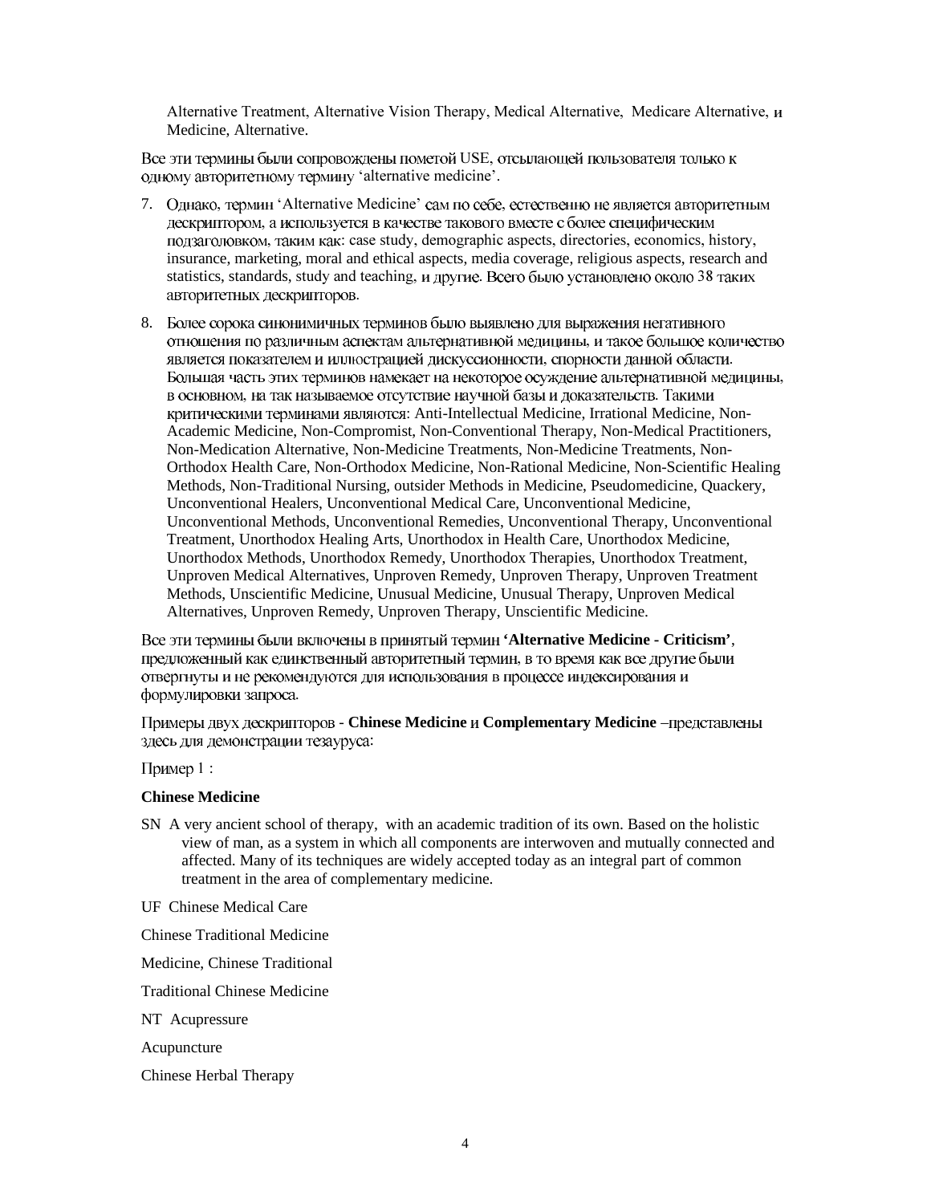Alternative Treatment, Alternative Vision Therapy, Medical Alternative, Medicare Alternative, и Medicine, Alternative.

Все эти термины были сопровождены пометой USE, отсылающей пользователя только к одному авторитетному термину 'alternative medicine'.

7. Однако, термин 'Alternative Medicine' сам по себе, естественно не является авторитетным дескриптором, а используется в качестве такового вместе с более специфическим подзаголовком, таким как: case study, demographic aspects, directories, economics, history, insurance, marketing, moral and ethical aspects, media coverage, religious aspects, research and statistics, standards, study and teaching, и другие. Всего было установлено около 38 таких авторитетных дескрипторов.

8. Более сорока синонимичных терминов было выявлено для выражения негативного отношения по различным аспектам альтернативной медицины, и такое большое количество является показателем и иллюстрацией дискуссионности, спорности данной области. Большая часть этих терминов намекает на некоторое осуждение альтернативной медицины, в основном, на так называемое отсутствие научной базы и доказательств. Такими критическими терминами являются: Anti-Intellectual Medicine, Irrational Medicine, Non-Academic Medicine, Non-Compromist, Non-Conventional Therapy, Non-Medical Practitioners, Non-Medication Alternative, Non-Medicine Treatments, Non-Medicine Treatments, Non-Orthodox Health Care, Non-Orthodox Medicine, Non-Rational Medicine, Non-Scientific Healing Methods, Non-Traditional Nursing, outsider Methods in Medicine, Pseudomedicine, Quackery, Unconventional Healers, Unconventional Medical Care, Unconventional Medicine, Unconventional Methods, Unconventional Remedies, Unconventional Therapy, Unconventional Treatment, Unorthodox Healing Arts, Unorthodox in Health Care, Unorthodox Medicine, Unorthodox Methods, Unorthodox Remedy, Unorthodox Therapies, Unorthodox Treatment, Unproven Medical Alternatives, Unproven Remedy, Unproven Therapy, Unproven Treatment Methods, Unscientific Medicine, Unusual Medicine, Unusual Therapy, Unproven Medical Alternatives, Unproven Remedy, Unproven Therapy, Unscientific Medicine.

Все эти термины были включены в принятый термин **'Alternative Medicine - Criticism'**, предложенный как единственный авторитетный термин, в то время как все другие были отвергнуты и не рекомендуются для использования в процессе индексирования и формулировки запроса.

Примеры двух дескрипторов - **Chinese Medicine** и **Complementary Medicine** –представлены здесь для демонстрации тезауруса:

Пример 1 :

**Chinese Medicine**

SN A very ancient school of therapy, with an academic tradition of its own. Based on the holistic view of man, as a system in which all components are interwoven and mutually connected and affected. Many of its techniques are widely accepted today as an integral part of common treatment in the area of complementary medicine.

UF Chinese Medical Care

Chinese Traditional Medicine

Medicine, Chinese Traditional

Traditional Chinese Medicine

NT Acupressure

Acupuncture

Chinese Herbal Therapy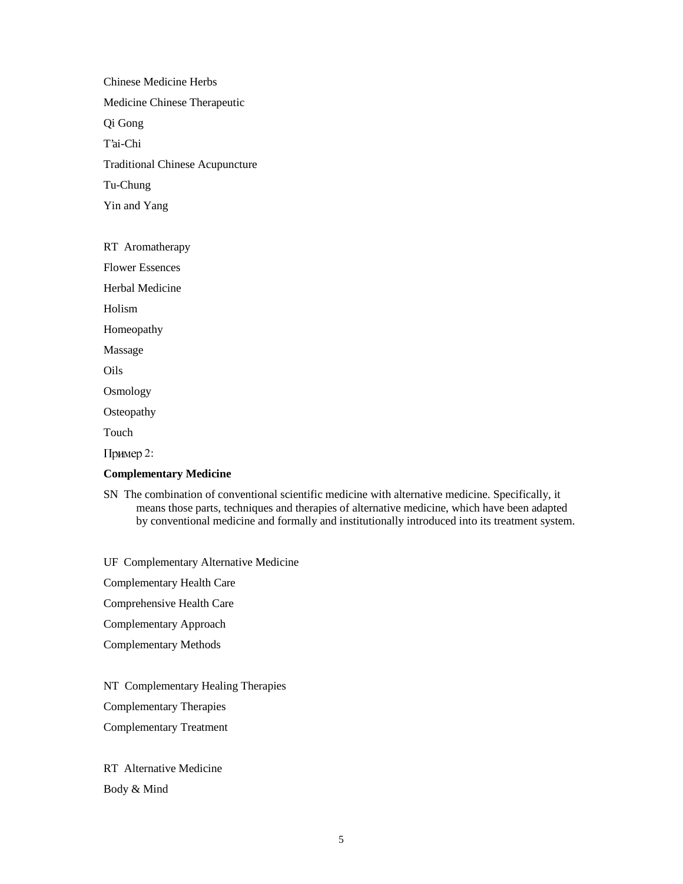Chinese Medicine Herbs

Medicine Chinese Therapeutic

Qi Gong

T'ai-Chi

Traditional Chinese Acupuncture

Tu-Chung

Yin and Yang

RT Aromatherapy

Flower Essences

Herbal Medicine

Holism

Homeopathy

Massage

Oils

Osmology

Osteopathy

Touch

Пример 2:

**Complementary Medicine**

SN The combination of conventional scientific medicine with alternative medicine. Specifically, it means those parts, techniques and therapies of alternative medicine, which have been adapted by conventional medicine and formally and institutionally introduced into its treatment system.

UF Complementary Alternative Medicine

Complementary Health Care

Comprehensive Health Care

Complementary Approach

Complementary Methods

NT Complementary Healing Therapies

Complementary Therapies

Complementary Treatment

RT Alternative Medicine

Body & Mind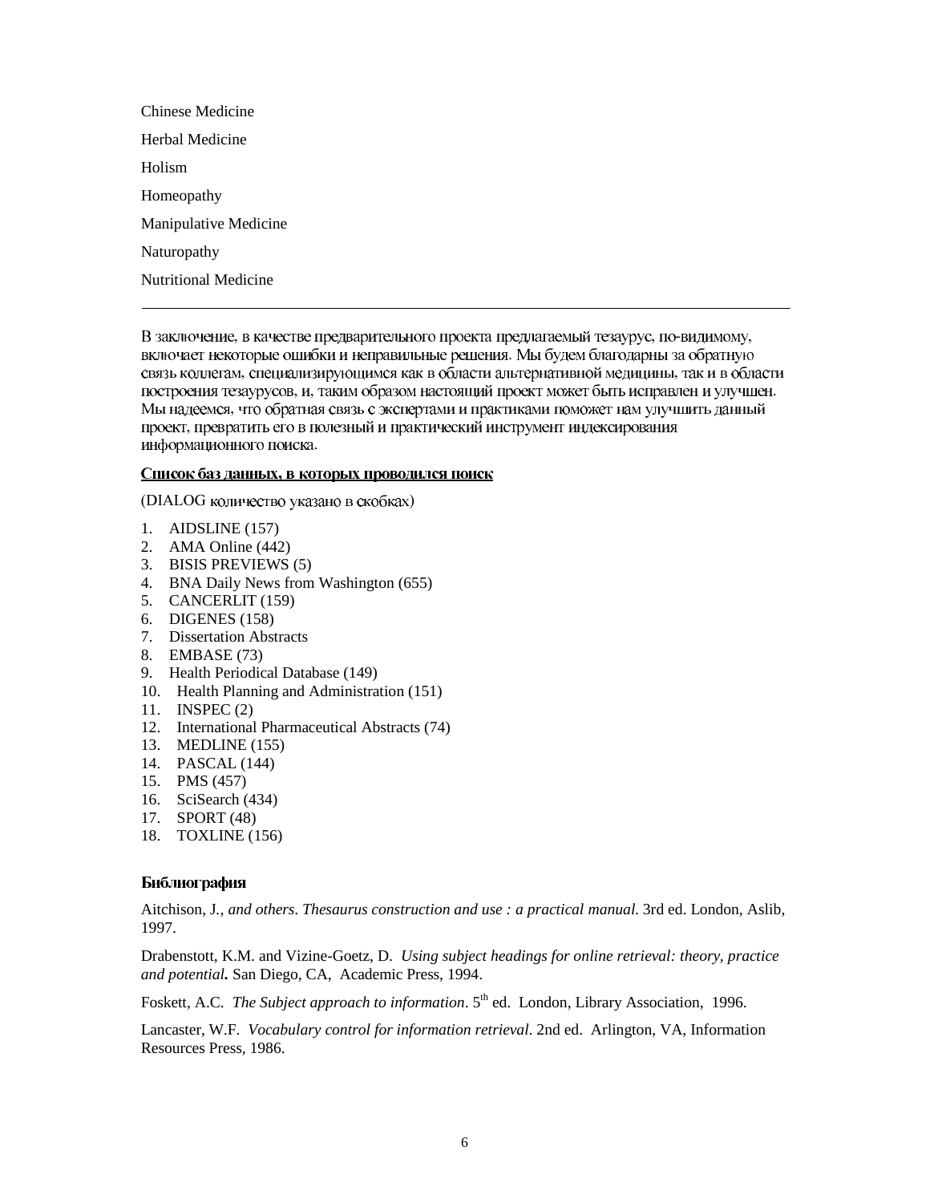Chinese Medicine

Herbal Medicine

Holism

Homeopathy

Manipulative Medicine

Naturopathy

Nutritional Medicine

---

В заключение, в качестве предварительного проекта предлагаемый тезаурус, по-видимому, включает некоторые ошибки и неправильные решения. Мы будем благодарны за обратную связь коллегам, специализирующимся как в области альтернативной медицины, так и в области построения тезаурусов, и, таким образом настоящий проект может быть исправлен и улучшен. Мы надеемся, что обратная связь с экспертами и практиками поможет нам улучшить данный проект, превратить его в полезный и практический инструмент индексирования информационного поиска.

**Список баз данных, в которых проводился поиск**

(DIALOG количество указано в скобках)

1. AIDSLINE (157)
2. AMA Online (442)
3. BISIS PREVIEWS (5)
4. BNA Daily News from Washington (655)
5. CANCERLIT (159)
6. DIGENES (158)
7. Dissertation Abstracts
8. EMBASE (73)
9. Health Periodical Database (149)
10. Health Planning and Administration (151)
11. INSPEC (2)
12. International Pharmaceutical Abstracts (74)
13. MEDLINE (155)
14. PASCAL (144)
15. PMS (457)
16. SciSearch (434)
17. SPORT (48)
18. TOXLINE (156)

**Библиография**

Aitchison, J*., and others*. *Thesaurus construction and use : a practical manual*. 3rd ed. London, Aslib, 1997.

Drabenstott, K.M. and Vizine-Goetz, D. *Using subject headings for online retrieval: theory, practice and potential***.** San Diego, CA, Academic Press, 1994.

Foskett, A.C. *The Subject approach to information*. 5th ed. London, Library Association, 1996.

Lancaster, W.F. *Vocabulary control for information retrieval*. 2nd ed. Arlington, VA, Information Resources Press, 1986.